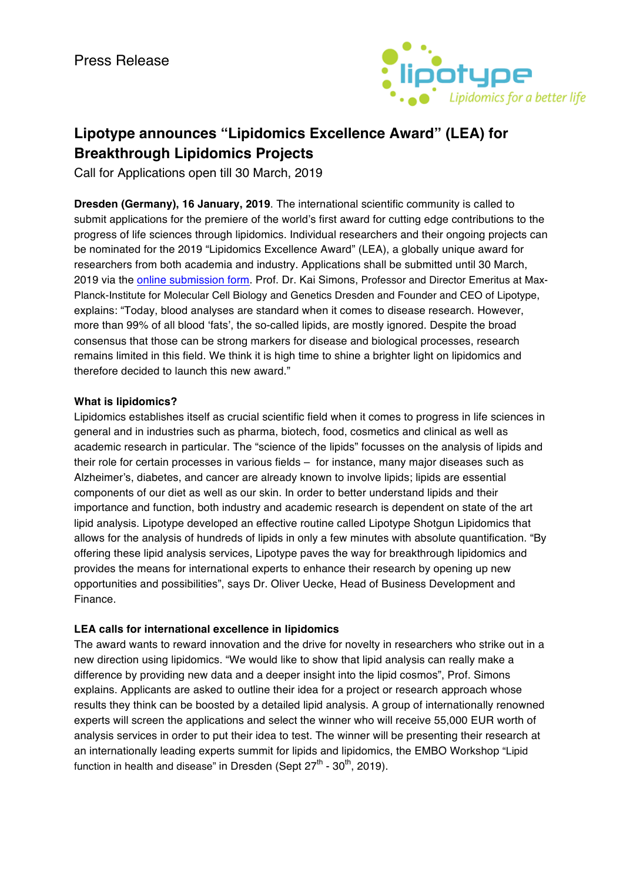Press Release

# Lipotype announces "Lipidomics Excellence Award" (LEA) for Breakthrough Lipidomics Projects

Call for Applications open till 30 March, 2019

**Dresden (Germany), 16 January, 2019**. The international scientific community is called to submit applications for the premiere of the world's first award for cutting edge contributions to the progress of life sciences through lipidomics. Individual researchers and their ongoing projects can be nominated for the 2019 "Lipidomics Excellence Award" (LEA), a globally unique award for researchers from both academia and industry. Applications shall be submitted until 30 March, 2019 via the online submission form. Prof. Dr. Kai Simons, Professor and Director Emeritus at Max-Planck-Institute for Molecular Cell Biology and Genetics Dresden and Founder and CEO of Lipotype, explains: "Today, blood analyses are standard when it comes to disease research. However, more than 99% of all blood 'fats', the so-called lipids, are mostly ignored. Despite the broad consensus that those can be strong markers for disease and biological processes, research remains limited in this field. We think it is high time to shine a brighter light on lipidomics and therefore decided to launch this new award."

**What is lipidomics?**

Lipidomics establishes itself as crucial scientific field when it comes to progress in life sciences in general and in industries such as pharma, biotech, food, cosmetics and clinical as well as academic research in particular. The "science of the lipids" focusses on the analysis of lipids and their role for certain processes in various fields – for instance, many major diseases such as Alzheimer's, diabetes, and cancer are already known to involve lipids; lipids are essential components of our diet as well as our skin. In order to better understand lipids and their importance and function, both industry and academic research is dependent on state of the art lipid analysis. Lipotype developed an effective routine called Lipotype Shotgun Lipidomics that allows for the analysis of hundreds of lipids in only a few minutes with absolute quantification. "By offering these lipid analysis services, Lipotype paves the way for breakthrough lipidomics and provides the means for international experts to enhance their research by opening up new opportunities and possibilities", says Dr. Oliver Uecke, Head of Business Development and Finance.

**LEA calls for international excellence in lipidomics**

The award wants to reward innovation and the drive for novelty in researchers who strike out in a new direction using lipidomics. "We would like to show that lipid analysis can really make a difference by providing new data and a deeper insight into the lipid cosmos", Prof. Simons explains. Applicants are asked to outline their idea for a project or research approach whose results they think can be boosted by a detailed lipid analysis. A group of internationally renowned experts will screen the applications and select the winner who will receive 55,000 EUR worth of analysis services in order to put their idea to test. The winner will be presenting their research at an internationally leading experts summit for lipids and lipidomics, the EMBO Workshop "Lipid function in health and disease" in Dresden (Sept 27th - 30th, 2019).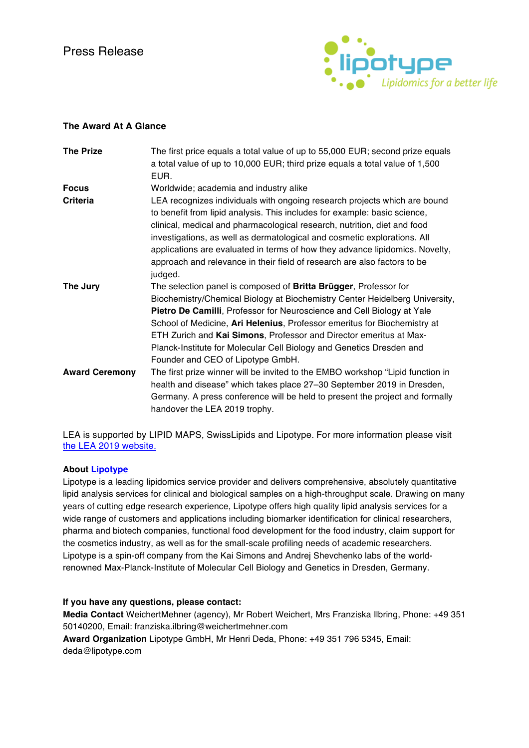Press Release

**The Award At A Glance**

| | |
|---|---|
| **The Prize** | The first price equals a total value of up to 55,000 EUR; second prize equals a total value of up to 10,000 EUR; third prize equals a total value of 1,500 EUR. |
| **Focus** | Worldwide; academia and industry alike |
| **Criteria** | LEA recognizes individuals with ongoing research projects which are bound to benefit from lipid analysis. This includes for example: basic science, clinical, medical and pharmacological research, nutrition, diet and food investigations, as well as dermatological and cosmetic explorations. All applications are evaluated in terms of how they advance lipidomics. Novelty, approach and relevance in their field of research are also factors to be judged. |
| **The Jury** | The selection panel is composed of **Britta Brügger**, Professor for Biochemistry/Chemical Biology at Biochemistry Center Heidelberg University, **Pietro De Camilli**, Professor for Neuroscience and Cell Biology at Yale School of Medicine, **Ari Helenius**, Professor emeritus for Biochemistry at ETH Zurich and **Kai Simons**, Professor and Director emeritus at Max-Planck-Institute for Molecular Cell Biology and Genetics Dresden and Founder and CEO of Lipotype GmbH. |
| **Award Ceremony** | The first prize winner will be invited to the EMBO workshop "Lipid function in health and disease" which takes place 27–30 September 2019 in Dresden, Germany. A press conference will be held to present the project and formally handover the LEA 2019 trophy. |

LEA is supported by LIPID MAPS, SwissLipids and Lipotype. For more information please visit the LEA 2019 website.

**About Lipotype**

Lipotype is a leading lipidomics service provider and delivers comprehensive, absolutely quantitative lipid analysis services for clinical and biological samples on a high-throughput scale. Drawing on many years of cutting edge research experience, Lipotype offers high quality lipid analysis services for a wide range of customers and applications including biomarker identification for clinical researchers, pharma and biotech companies, functional food development for the food industry, claim support for the cosmetics industry, as well as for the small-scale profiling needs of academic researchers. Lipotype is a spin-off company from the Kai Simons and Andrej Shevchenko labs of the world-renowned Max-Planck-Institute of Molecular Cell Biology and Genetics in Dresden, Germany.

**If you have any questions, please contact:**

**Media Contact** WeichertMehner (agency), Mr Robert Weichert, Mrs Franziska Ilbring, Phone: +49 351 50140200, Email: franziska.ilbring@weichertmehner.com

**Award Organization** Lipotype GmbH, Mr Henri Deda, Phone: +49 351 796 5345, Email: deda@lipotype.com